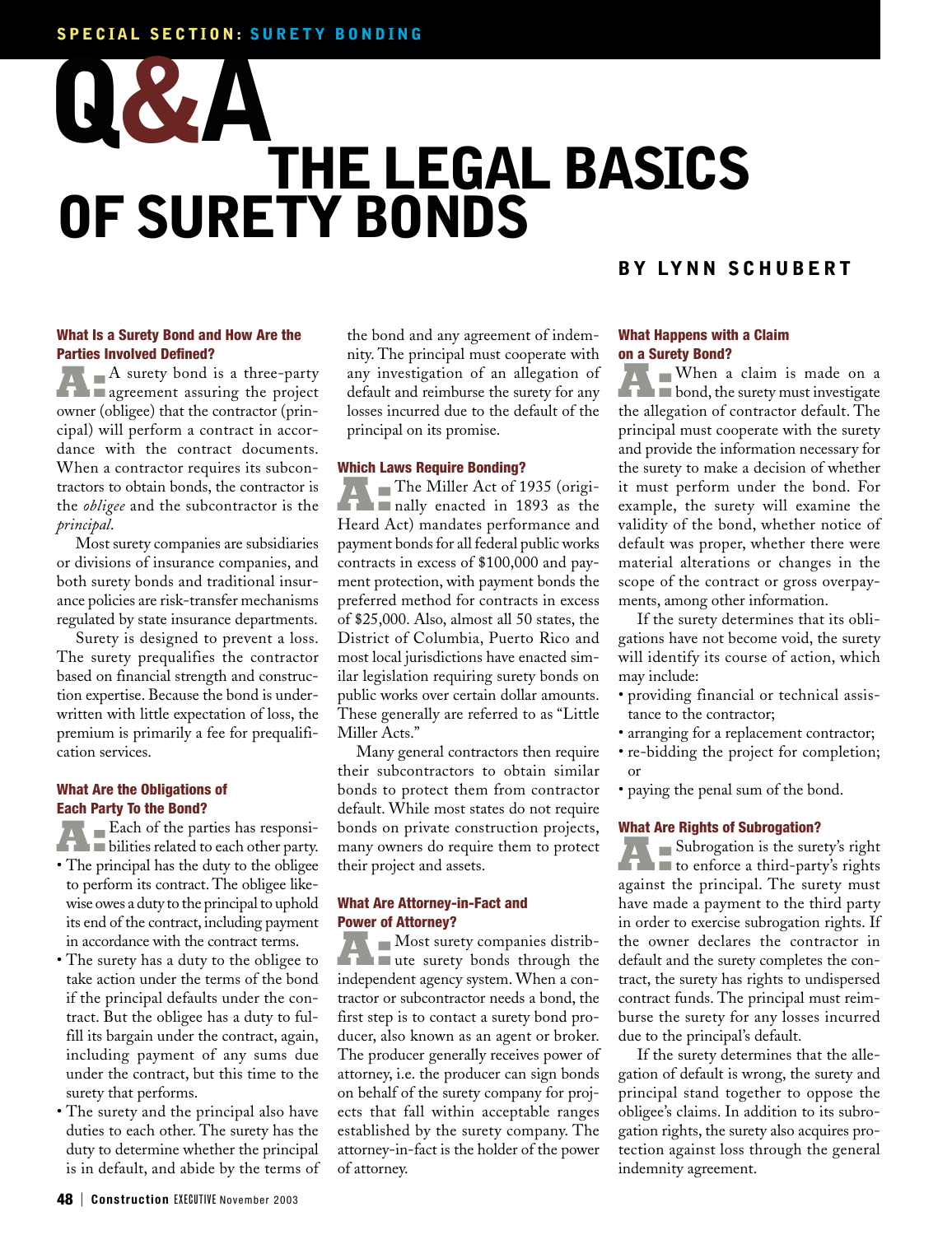SPECIAL SECTION: SURETY BONDING

# Q&A THE LEGAL BASICS OF SURETY BONDS

**BY LYNN SCHUBERT**

### What Is a Surety Bond and How Are the Parties Involved Defined?

A: A surety bond is a three-party agreement assuring the project owner (obligee) that the contractor (principal) will perform a contract in accordance with the contract documents. When a contractor requires its subcontractors to obtain bonds, the contractor is the *obligee* and the subcontractor is the *principal*.

Most surety companies are subsidiaries or divisions of insurance companies, and both surety bonds and traditional insurance policies are risk-transfer mechanisms regulated by state insurance departments.

Surety is designed to prevent a loss. The surety prequalifies the contractor based on financial strength and construction expertise. Because the bond is underwritten with little expectation of loss, the premium is primarily a fee for prequalification services.

### What Are the Obligations of Each Party To the Bond?

A: Each of the parties has responsibilities related to each other party.

- The principal has the duty to the obligee to perform its contract. The obligee likewise owes a duty to the principal to uphold its end of the contract, including payment in accordance with the contract terms.
- The surety has a duty to the obligee to take action under the terms of the bond if the principal defaults under the contract. But the obligee has a duty to fulfill its bargain under the contract, again, including payment of any sums due under the contract, but this time to the surety that performs.
- The surety and the principal also have duties to each other. The surety has the duty to determine whether the principal is in default, and abide by the terms of the bond and any agreement of indemnity. The principal must cooperate with any investigation of an allegation of default and reimburse the surety for any losses incurred due to the default of the principal on its promise.

### Which Laws Require Bonding?

A: The Miller Act of 1935 (originally enacted in 1893 as the Heard Act) mandates performance and payment bonds for all federal public works contracts in excess of $100,000 and payment protection, with payment bonds the preferred method for contracts in excess of $25,000. Also, almost all 50 states, the District of Columbia, Puerto Rico and most local jurisdictions have enacted similar legislation requiring surety bonds on public works over certain dollar amounts. These generally are referred to as "Little Miller Acts."

Many general contractors then require their subcontractors to obtain similar bonds to protect them from contractor default. While most states do not require bonds on private construction projects, many owners do require them to protect their project and assets.

### What Are Attorney-in-Fact and Power of Attorney?

A: Most surety companies distribute surety bonds through the independent agency system. When a contractor or subcontractor needs a bond, the first step is to contact a surety bond producer, also known as an agent or broker. The producer generally receives power of attorney, i.e. the producer can sign bonds on behalf of the surety company for projects that fall within acceptable ranges established by the surety company. The attorney-in-fact is the holder of the power of attorney.

### What Happens with a Claim on a Surety Bond?

A: When a claim is made on a bond, the surety must investigate the allegation of contractor default. The principal must cooperate with the surety and provide the information necessary for the surety to make a decision of whether it must perform under the bond. For example, the surety will examine the validity of the bond, whether notice of default was proper, whether there were material alterations or changes in the scope of the contract or gross overpayments, among other information.

If the surety determines that its obligations have not become void, the surety will identify its course of action, which may include:

- providing financial or technical assistance to the contractor;
- arranging for a replacement contractor;
- re-bidding the project for completion; or
- paying the penal sum of the bond.

### What Are Rights of Subrogation?

A: Subrogation is the surety's right to enforce a third-party's rights against the principal. The surety must have made a payment to the third party in order to exercise subrogation rights. If the owner declares the contractor in default and the surety completes the contract, the surety has rights to undispersed contract funds. The principal must reimburse the surety for any losses incurred due to the principal's default.

If the surety determines that the allegation of default is wrong, the surety and principal stand together to oppose the obligee's claims. In addition to its subrogation rights, the surety also acquires protection against loss through the general indemnity agreement.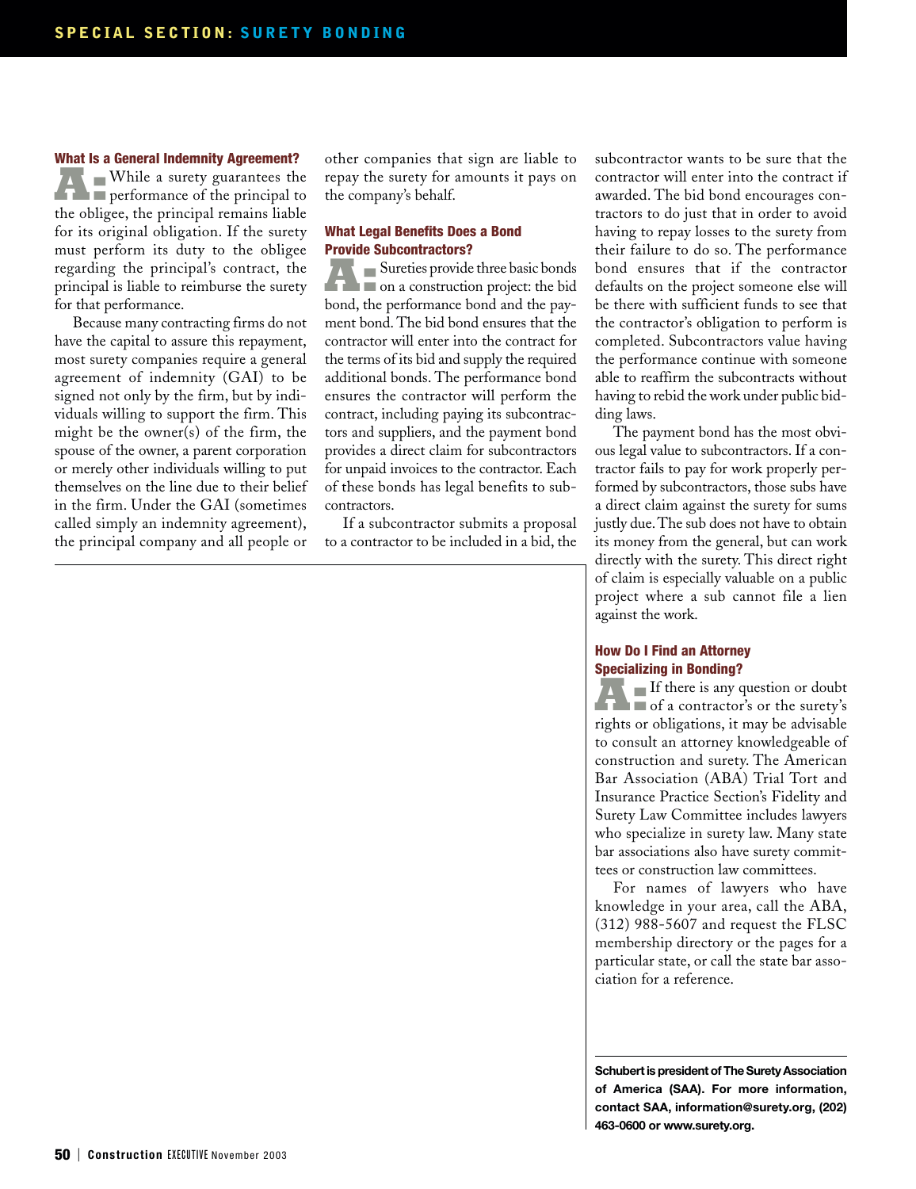### What Is a General Indemnity Agreement?

**A:** While a surety guarantees the performance of the principal to the obligee, the principal remains liable for its original obligation. If the surety must perform its duty to the obligee regarding the principal's contract, the principal is liable to reimburse the surety for that performance.

Because many contracting firms do not have the capital to assure this repayment, most surety companies require a general agreement of indemnity (GAI) to be signed not only by the firm, but by individuals willing to support the firm. This might be the owner(s) of the firm, the spouse of the owner, a parent corporation or merely other individuals willing to put themselves on the line due to their belief in the firm. Under the GAI (sometimes called simply an indemnity agreement), the principal company and all people or other companies that sign are liable to repay the surety for amounts it pays on the company's behalf.

### What Legal Benefits Does a Bond Provide Subcontractors?

**A:** Sureties provide three basic bonds on a construction project: the bid bond, the performance bond and the payment bond. The bid bond ensures that the contractor will enter into the contract for the terms of its bid and supply the required additional bonds. The performance bond ensures the contractor will perform the contract, including paying its subcontractors and suppliers, and the payment bond provides a direct claim for subcontractors for unpaid invoices to the contractor. Each of these bonds has legal benefits to subcontractors.

If a subcontractor submits a proposal to a contractor to be included in a bid, the subcontractor wants to be sure that the contractor will enter into the contract if awarded. The bid bond encourages contractors to do just that in order to avoid having to repay losses to the surety from their failure to do so. The performance bond ensures that if the contractor defaults on the project someone else will be there with sufficient funds to see that the contractor's obligation to perform is completed. Subcontractors value having the performance continue with someone able to reaffirm the subcontracts without having to rebid the work under public bidding laws.

The payment bond has the most obvious legal value to subcontractors. If a contractor fails to pay for work properly performed by subcontractors, those subs have a direct claim against the surety for sums justly due. The sub does not have to obtain its money from the general, but can work directly with the surety. This direct right of claim is especially valuable on a public project where a sub cannot file a lien against the work.

### How Do I Find an Attorney Specializing in Bonding?

**A:** If there is any question or doubt of a contractor's or the surety's rights or obligations, it may be advisable to consult an attorney knowledgeable of construction and surety. The American Bar Association (ABA) Trial Tort and Insurance Practice Section's Fidelity and Surety Law Committee includes lawyers who specialize in surety law. Many state bar associations also have surety committees or construction law committees.

For names of lawyers who have knowledge in your area, call the ABA, (312) 988-5607 and request the FLSC membership directory or the pages for a particular state, or call the state bar association for a reference.

**Schubert is president of The Surety Association of America (SAA). For more information, contact SAA, information@surety.org, (202) 463-0600 or www.surety.org.**